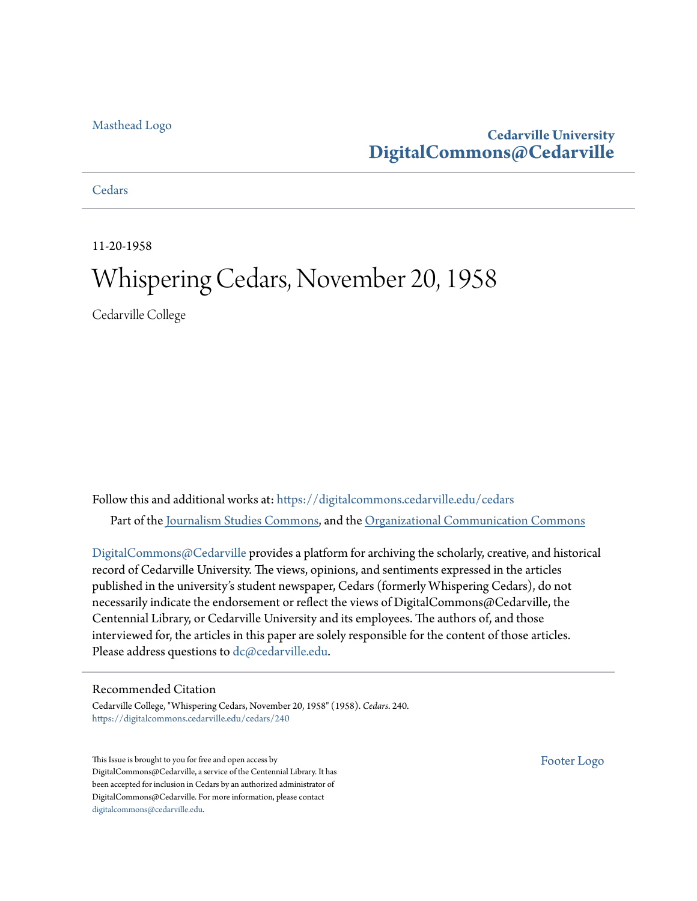Masthead Logo

**Cedarville University**
**DigitalCommons@Cedarville**

Cedars

11-20-1958

# Whispering Cedars, November 20, 1958

Cedarville College

Follow this and additional works at: https://digitalcommons.cedarville.edu/cedars

Part of the Journalism Studies Commons, and the Organizational Communication Commons

DigitalCommons@Cedarville provides a platform for archiving the scholarly, creative, and historical record of Cedarville University. The views, opinions, and sentiments expressed in the articles published in the university's student newspaper, Cedars (formerly Whispering Cedars), do not necessarily indicate the endorsement or reflect the views of DigitalCommons@Cedarville, the Centennial Library, or Cedarville University and its employees. The authors of, and those interviewed for, the articles in this paper are solely responsible for the content of those articles. Please address questions to dc@cedarville.edu.

## Recommended Citation

Cedarville College, "Whispering Cedars, November 20, 1958" (1958). *Cedars*. 240.
https://digitalcommons.cedarville.edu/cedars/240

This Issue is brought to you for free and open access by DigitalCommons@Cedarville, a service of the Centennial Library. It has been accepted for inclusion in Cedars by an authorized administrator of DigitalCommons@Cedarville. For more information, please contact digitalcommons@cedarville.edu.

Footer Logo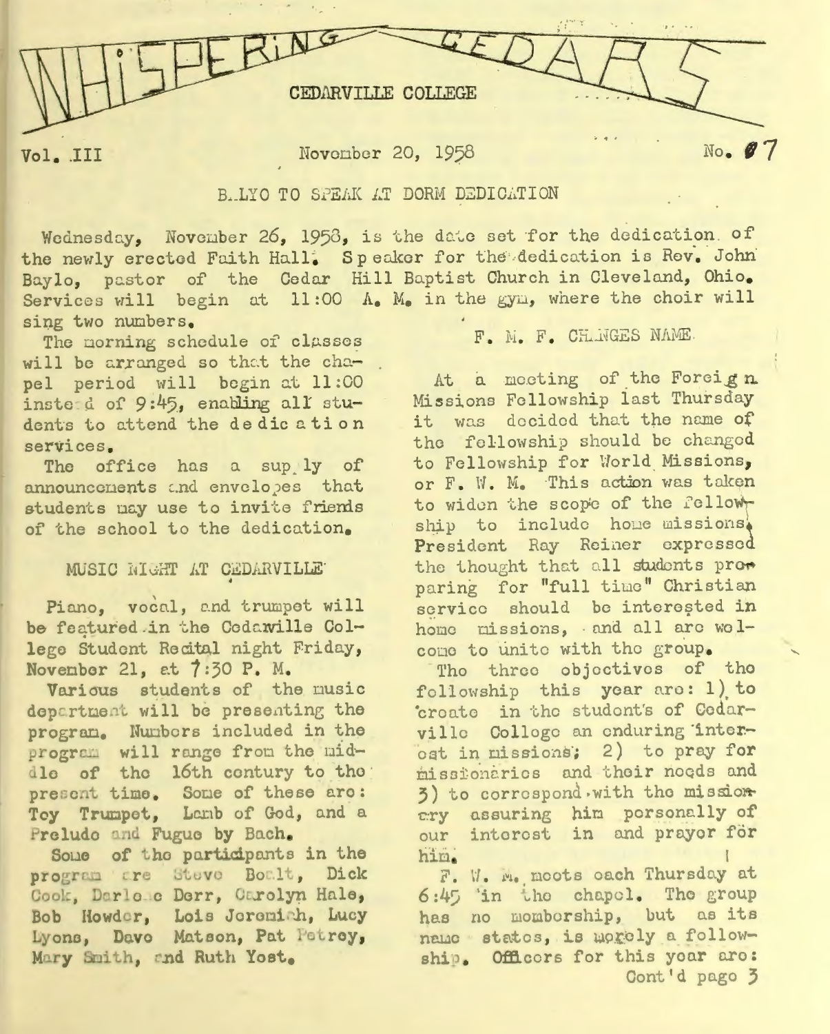# WHISPERING CEDARS

CEDARVILLE COLLEGE

Vol. III — November 20, 1958 — No. 7

## BAYLO TO SPEAK AT DORM DEDICATION

Wednesday, November 26, 1958, is the date set for the dedication of the newly erected Faith Hall. Speaker for the dedication is Rev. John Baylo, pastor of the Cedar Hill Baptist Church in Cleveland, Ohio. Services will begin at 11:00 A. M. in the gym, where the choir will sing two numbers.

The morning schedule of classes will be arranged so that the chapel period will begin at 11:00 instead of 9:45, enabling all students to attend the dedication services.

The office has a supply of announcements and envelopes that students may use to invite friends of the school to the dedication.

## MUSIC NIGHT AT CEDARVILLE

Piano, vocal, and trumpet will be featured in the Cedarville College Student Recital night Friday, November 21, at 7:30 P. M.

Various students of the music department will be presenting the program. Numbers included in the program will range from the middle of the 16th century to the present time. Some of these are: Toy Trumpet, Lamb of God, and a Prelude and Fugue by Bach.

Some of the participants in the program are Steve Boalt, Dick Cook, Darlene Dorr, Carolyn Hale, Bob Howder, Lois Jeremiah, Lucy Lyons, Dave Matson, Pat Petrey, Mary Smith, and Ruth Yost.

## F. M. F. CHANGES NAME

At a meeting of the Foreign Missions Fellowship last Thursday it was decided that the name of the fellowship should be changed to Fellowship for World Missions, or F. W. M. This action was taken to widen the scope of the fellowship to include home missions. President Ray Reimer expressed the thought that all students preparing for "full time" Christian service should be interested in home missions, and all are welcome to unite with the group.

The three objectives of the fellowship this year are: 1) to create in the student's of Cedarville College an enduring interest in missions; 2) to pray for missionaries and their needs and 3) to correspond with the missionary assuring him personally of our interest in and prayer for him.

F. W. M. meets each Thursday at 6:45 in the chapel. The group has no membership, but as its name states, is merely a fellowship. Officers for this year are:

Cont'd page 3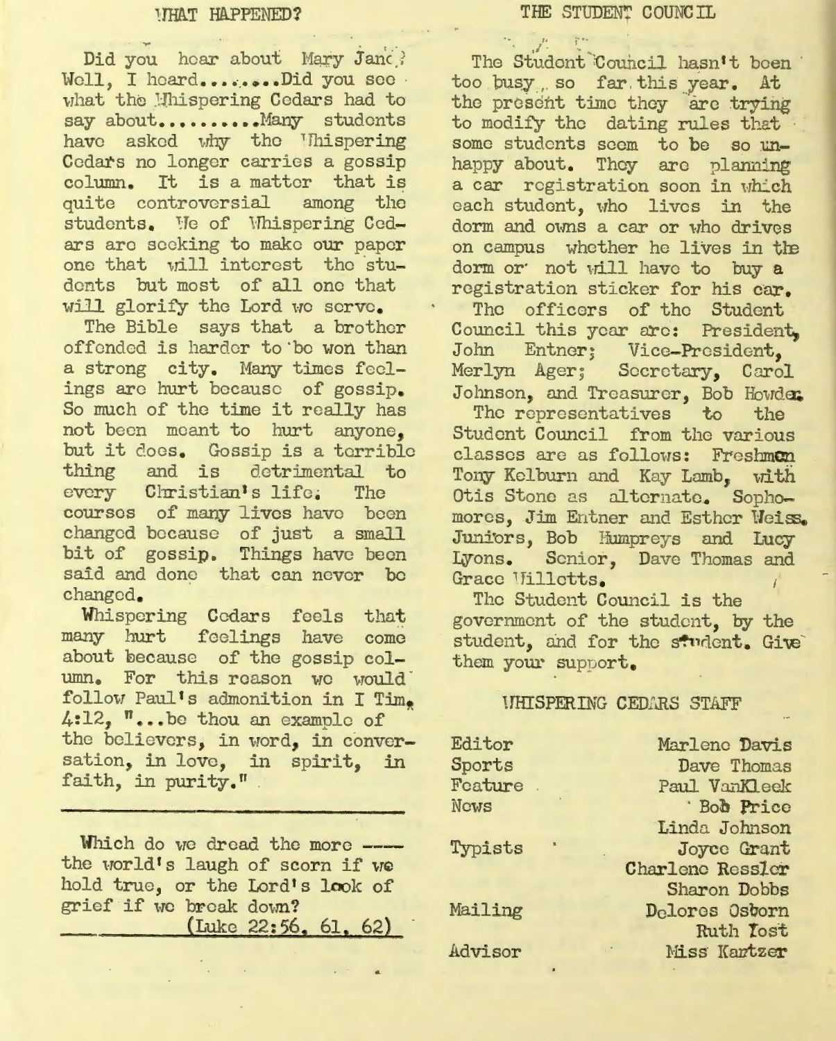## WHAT HAPPENED?

Did you hear about Mary Jane? Well, I heard........Did you see what the Whispering Cedars had to say about.........Many students have asked why the Whispering Cedars no longer carries a gossip column. It is a matter that is quite controversial among the students. We of Whispering Cedars are seeking to make our paper one that will interest the students but most of all one that will glorify the Lord we serve.

The Bible says that a brother offended is harder to be won than a strong city. Many times feelings are hurt because of gossip. So much of the time it really has not been meant to hurt anyone, but it does. Gossip is a terrible thing and is detrimental to every Christian's life. The courses of many lives have been changed because of just a small bit of gossip. Things have been said and done that can never be changed.

Whispering Cedars feels that many hurt feelings have come about because of the gossip column. For this reason we would follow Paul's admonition in I Tim. 4:12, "...be thou an example of the believers, in word, in conversation, in love, in spirit, in faith, in purity."

---

Which do we dread the more ---- the world's laugh of scorn if we hold true, or the Lord's look of grief if we break down?

(Luke 22:56, 61, 62)

## THE STUDENT COUNCIL

The Student Council hasn't been too busy so far this year. At the present time they are trying to modify the dating rules that some students seem to be so unhappy about. They are planning a car registration soon in which each student, who lives in the dorm and owns a car or who drives on campus whether he lives in the dorm or not will have to buy a registration sticker for his car.

The officers of the Student Council this year are: President, John Entner; Vice-President, Merlyn Ager; Secretary, Carol Johnson, and Treasurer, Bob Howder.

The representatives to the Student Council from the various classes are as follows: Freshmen Tony Kelburn and Kay Lamb, with Otis Stone as alternate. Sophomores, Jim Entner and Esther Weiss. Juniors, Bob Humpreys and Lucy Lyons. Senior, Dave Thomas and Grace Willetts.

The Student Council is the government of the student, by the student, and for the student. Give them your support.

## WHISPERING CEDARS STAFF

| | |
|---|---|
| Editor | Marlene Davis |
| Sports | Dave Thomas |
| Feature | Paul VanKleek |
| News | Bob Price |
| | Linda Johnson |
| Typists | Joyce Grant |
| | Charlene Ressler |
| | Sharon Dobbs |
| Mailing | Delores Osborn |
| | Ruth Yost |
| Advisor | Miss Kartzer |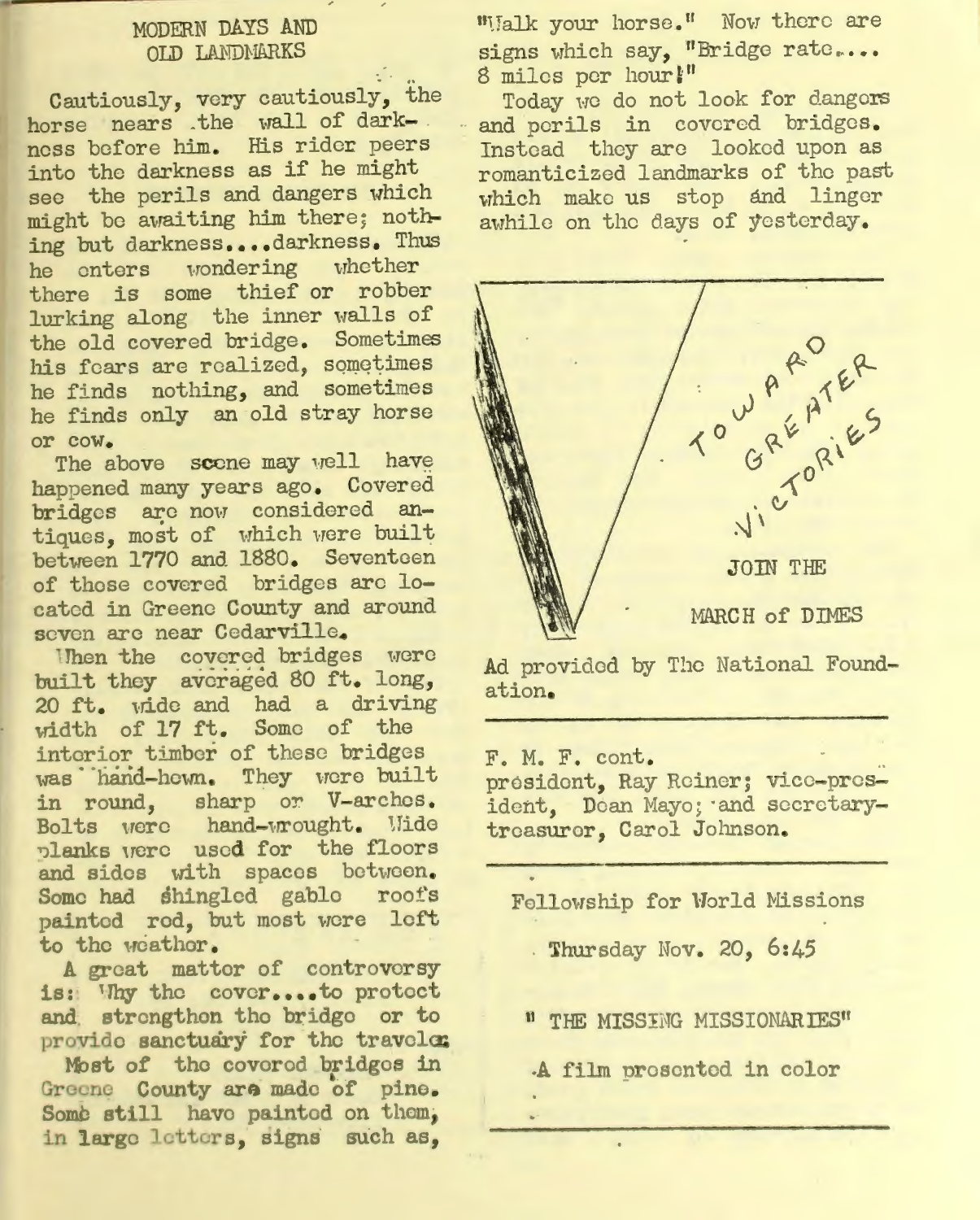## MODERN DAYS AND OLD LANDMARKS

Cautiously, very cautiously, the horse nears the wall of darkness before him. His rider peers into the darkness as if he might see the perils and dangers which might be awaiting him there; nothing but darkness....darkness. Thus he enters wondering whether there is some thief or robber lurking along the inner walls of the old covered bridge. Sometimes his fears are realized, sometimes he finds nothing, and sometimes he finds only an old stray horse or cow.

The above scene may well have happened many years ago. Covered bridges are now considered antiques, most of which were built between 1770 and 1880. Seventeen of those covered bridges are located in Greene County and around seven are near Cedarville.

When the covered bridges were built they averaged 80 ft. long, 20 ft. wide and had a driving width of 17 ft. Some of the interior timber of these bridges was hand-hewn. They were built in round, sharp or V-arches. Bolts were hand-wrought. Wide planks were used for the floors and sides with spaces between. Some had shingled gable roofs painted red, but most were left to the weather.

A great matter of controversy is: Why the cover....to protect and strengthen the bridge or to provide sanctuary for the traveler.

Most of the covered bridges in Greene County are made of pine. Some still have painted on them, in large letters, signs such as, "Walk your horse." Now there are signs which say, "Bridge rate.... 8 miles per hour!"

Today we do not look for dangers and perils in covered bridges. Instead they are looked upon as romanticized landmarks of the past which make us stop and linger awhile on the days of yesterday.

---

V TOWARD GREATER VICTORIES

JOIN THE

MARCH of DIMES

Ad provided by The National Foundation.

---

F. M. F. cont.

president, Ray Reiner; vice-president, Dean Mayo; and secretary-treasurer, Carol Johnson.

---

Fellowship for World Missions

Thursday Nov. 20, 6:45

" THE MISSING MISSIONARIES"

A film presented in color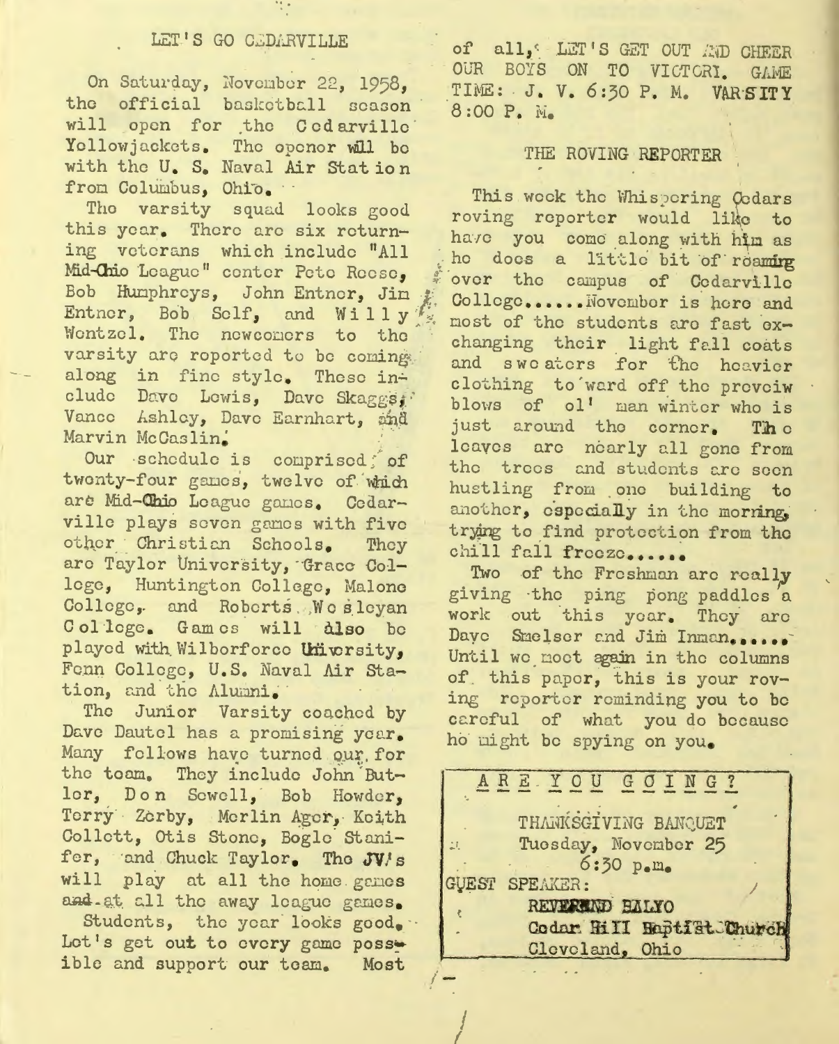## LET'S GO CEDARVILLE

On Saturday, November 22, 1958, the official basketball season will open for the Cedarville Yellowjackets. The opener will be with the U. S. Naval Air Station from Columbus, Ohio.

The varsity squad looks good this year. There are six returning veterans which include "All Mid-Ohio League" center Pete Reese, Bob Humphreys, John Entner, Jim Entner, Bob Self, and Willy Wentzel. The newcomers to the varsity are reported to be coming along in fine style. These include Dave Lewis, Dave Skaggs, Vance Ashley, Dave Earnhart, and Marvin McCaslin.

Our schedule is comprised of twenty-four games, twelve of which are Mid-Ohio League games. Cedarville plays seven games with five other Christian Schools. They are Taylor University, Grace College, Huntington College, Malone College, and Roberts Wesleyan College. Games will also be played with Wilberforce University, Fenn College, U.S. Naval Air Station, and the Alumni.

The Junior Varsity coached by Dave Dautel has a promising year. Many fellows have turned out for the team. They include John Butler, Don Sewell, Bob Howder, Terry Zerby, Merlin Ager, Keith Collett, Otis Stone, Bogle Stanifer, and Chuck Taylor. The JV's will play at all the home games and at all the away league games.

Students, the year looks good. Let's get out to every game possible and support our team. Most of all, LET'S GET OUT AND CHEER OUR BOYS ON TO VICTORY. GAME TIME: J. V. 6:30 P. M. VARSITY 8:00 P. M.

## THE ROVING REPORTER

This week the Whispering Cedars roving reporter would like to have you come along with him as he does a little bit of roaming over the campus of Cedarville College......November is here and most of the students are fast exchanging their light fall coats and sweaters for the heavier clothing to ward off the preveiw blows of ol' man winter who is just around the corner. The leaves are nearly all gone from the trees and students are seen hustling from one building to another, especially in the morning, trying to find protection from the chill fall freeze......

Two of the Freshman are really giving the ping pong paddles a work out this year. They are Dave Smelser and Jim Inman......Until we meet again in the columns of this paper, this is your roving reporter reminding you to be careful of what you do because he might be spying on you.

---

**ARE YOU GOING?**

THANKSGIVING BANQUET
Tuesday, November 25
6:30 p.m.

GUEST SPEAKER:
REVEREND BALYO
Cedar Hill Baptist Church
Cleveland, Ohio